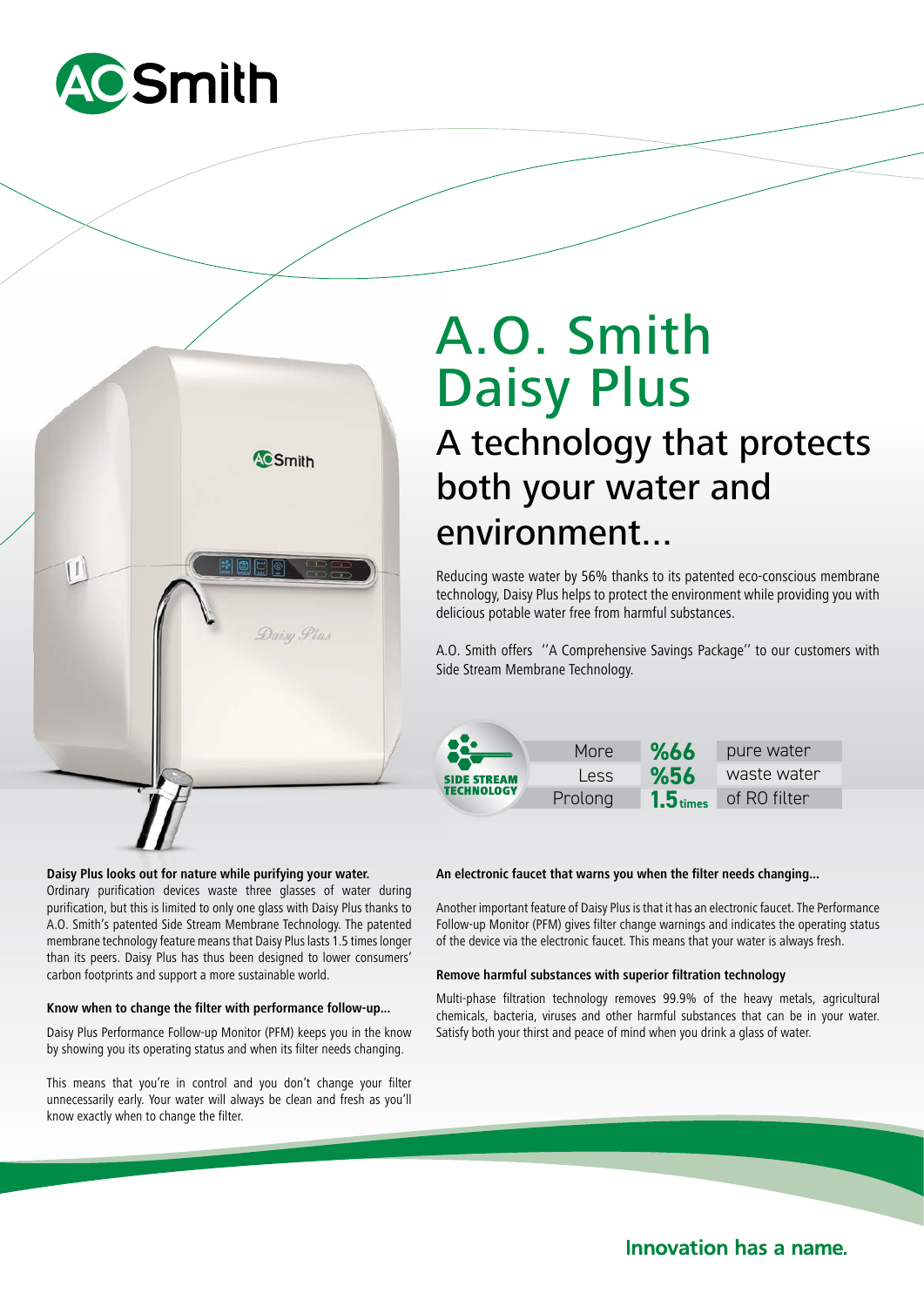# A.O. Smith Daisy Plus

## A technology that protects both your water and environment...

Reducing waste water by 56% thanks to its patented eco-conscious membrane technology, Daisy Plus helps to protect the environment while providing you with delicious potable water free from harmful substances.

A.O. Smith offers ''A Comprehensive Savings Package'' to our customers with Side Stream Membrane Technology.

**SIDE STREAM TECHNOLOGY**

| | | |
|---|---|---|
| More | %66 | pure water |
| Less | %56 | waste water |
| Prolong | 1.5 times | of RO filter |

**Daisy Plus looks out for nature while purifying your water.**
Ordinary purification devices waste three glasses of water during purification, but this is limited to only one glass with Daisy Plus thanks to A.O. Smith's patented Side Stream Membrane Technology. The patented membrane technology feature means that Daisy Plus lasts 1.5 times longer than its peers. Daisy Plus has thus been designed to lower consumers' carbon footprints and support a more sustainable world.

**Know when to change the filter with performance follow-up...**

Daisy Plus Performance Follow-up Monitor (PFM) keeps you in the know by showing you its operating status and when its filter needs changing.

This means that you're in control and you don't change your filter unnecessarily early. Your water will always be clean and fresh as you'll know exactly when to change the filter.

**An electronic faucet that warns you when the filter needs changing...**

Another important feature of Daisy Plus is that it has an electronic faucet. The Performance Follow-up Monitor (PFM) gives filter change warnings and indicates the operating status of the device via the electronic faucet. This means that your water is always fresh.

**Remove harmful substances with superior filtration technology**

Multi-phase filtration technology removes 99.9% of the heavy metals, agricultural chemicals, bacteria, viruses and other harmful substances that can be in your water. Satisfy both your thirst and peace of mind when you drink a glass of water.

**Innovation has a name.**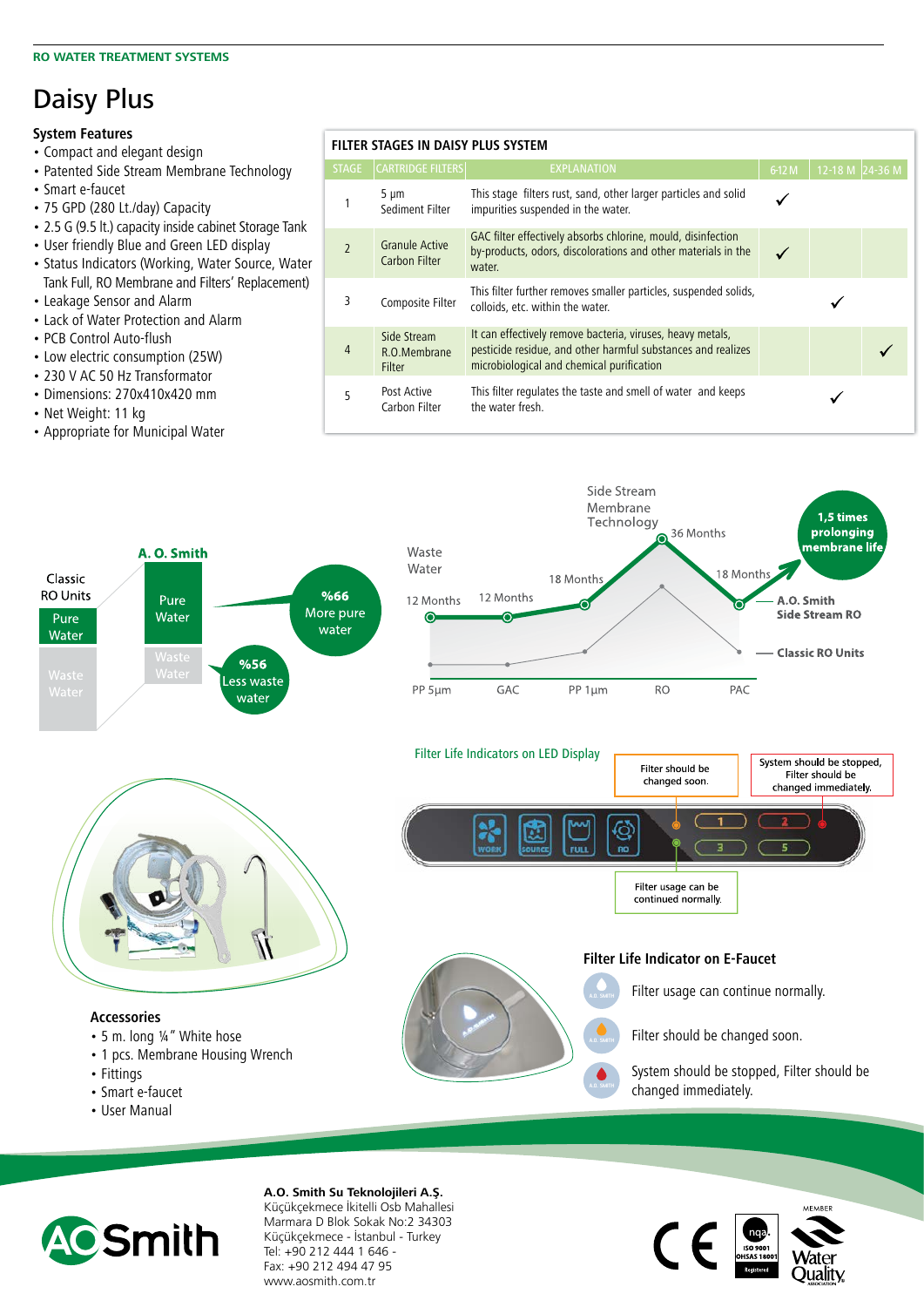RO WATER TREATMENT SYSTEMS

# Daisy Plus

### System Features

- Compact and elegant design
- Patented Side Stream Membrane Technology
- Smart e-faucet
- 75 GPD (280 Lt./day) Capacity
- 2.5 G (9.5 lt.) capacity inside cabinet Storage Tank
- User friendly Blue and Green LED display
- Status Indicators (Working, Water Source, Water Tank Full, RO Membrane and Filters' Replacement)
- Leakage Sensor and Alarm
- Lack of Water Protection and Alarm
- PCB Control Auto-flush
- Low electric consumption (25W)
- 230 V AC 50 Hz Transformator
- Dimensions: 270x410x420 mm
- Net Weight: 11 kg
- Appropriate for Municipal Water

### FILTER STAGES IN DAISY PLUS SYSTEM

| STAGE | CARTRIDGE FILTERS | EXPLANATION | 6-12 M | 12-18 M | 24-36 M |
|---|---|---|---|---|---|
| 1 | 5 µm Sediment Filter | This stage filters rust, sand, other larger particles and solid impurities suspended in the water. | ✓ | | |
| 2 | Granule Active Carbon Filter | GAC filter effectively absorbs chlorine, mould, disinfection by-products, odors, discolorations and other materials in the water. | ✓ | | |
| 3 | Composite Filter | This filter further removes smaller particles, suspended solids, colloids, etc. within the water. | | ✓ | |
| 4 | Side Stream R.O.Membrane Filter | It can effectively remove bacteria, viruses, heavy metals, pesticide residue, and other harmful substances and realizes microbiological and chemical purification | | | ✓ |
| 5 | Post Active Carbon Filter | This filter regulates the taste and smell of water and keeps the water fresh. | | ✓ | |

Classic RO Units
Pure Water
Waste Water

A. O. Smith
Pure Water
Waste Water

%66 More pure water

%56 Less waste water

Side Stream Membrane Technology
Waste Water
12 Months
12 Months
18 Months
36 Months
18 Months
1,5 times prolonging membrane life
A.O. Smith Side Stream RO
Classic RO Units
PP 5µm
GAC
PP 1µm
RO
PAC

Filter Life Indicators on LED Display

Filter should be changed soon.

System should be stopped, Filter should be changed immediately.

WORK SOURCE FULL RO 1 2 3 5

Filter usage can be continued normally.

### Accessories

- 5 m. long ¼" White hose
- 1 pcs. Membrane Housing Wrench
- Fittings
- Smart e-faucet
- User Manual

### Filter Life Indicator on E-Faucet

Filter usage can continue normally.

Filter should be changed soon.

System should be stopped, Filter should be changed immediately.

**A.O. Smith Su Teknolojileri A.Ş.**
Küçükçekmece İkitelli Osb Mahallesi
Marmara 2 Blok Sokak No:2 34303
Küçükçekmece - İstanbul - Turkey
Tel: +90 212 444 1 646 -
Fax: +90 212 494 47 95
www.aosmith.com.tr